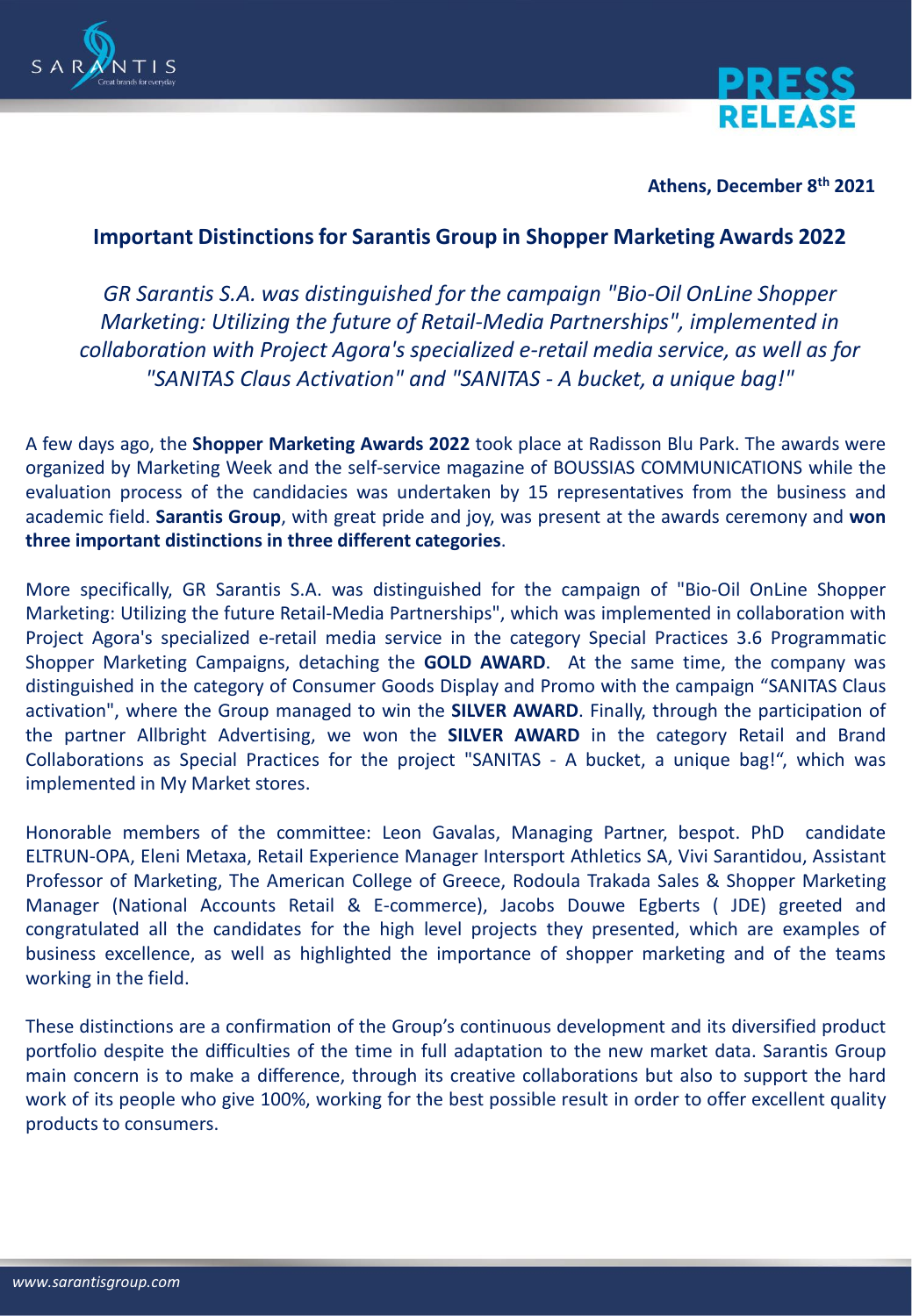**PRESS RELEASE**

**Athens, December 8th 2021**

## Important Distinctions for Sarantis Group in Shopper Marketing Awards 2022

*GR Sarantis S.A. was distinguished for the campaign "Bio-Oil OnLine Shopper Marketing: Utilizing the future of Retail-Media Partnerships", implemented in collaboration with Project Agora's specialized e-retail media service, as well as for "SANITAS Claus Activation" and "SANITAS - A bucket, a unique bag!"*

A few days ago, the **Shopper Marketing Awards 2022** took place at Radisson Blu Park. The awards were organized by Marketing Week and the self-service magazine of BOUSSIAS COMMUNICATIONS while the evaluation process of the candidacies was undertaken by 15 representatives from the business and academic field. **Sarantis Group**, with great pride and joy, was present at the awards ceremony and **won three important distinctions in three different categories**.

More specifically, GR Sarantis S.A. was distinguished for the campaign of "Bio-Oil OnLine Shopper Marketing: Utilizing the future Retail-Media Partnerships", which was implemented in collaboration with Project Agora's specialized e-retail media service in the category Special Practices 3.6 Programmatic Shopper Marketing Campaigns, detaching the **GOLD AWARD**. At the same time, the company was distinguished in the category of Consumer Goods Display and Promo with the campaign "SANITAS Claus activation", where the Group managed to win the **SILVER AWARD**. Finally, through the participation of the partner Allbright Advertising, we won the **SILVER AWARD** in the category Retail and Brand Collaborations as Special Practices for the project "SANITAS - A bucket, a unique bag!", which was implemented in My Market stores.

Honorable members of the committee: Leon Gavalas, Managing Partner, bespot. PhD candidate ELTRUN-OPA, Eleni Metaxa, Retail Experience Manager Intersport Athletics SA, Vivi Sarantidou, Assistant Professor of Marketing, The American College of Greece, Rodoula Trakada Sales & Shopper Marketing Manager (National Accounts Retail & E-commerce), Jacobs Douwe Egberts ( JDE) greeted and congratulated all the candidates for the high level projects they presented, which are examples of business excellence, as well as highlighted the importance of shopper marketing and of the teams working in the field.

These distinctions are a confirmation of the Group's continuous development and its diversified product portfolio despite the difficulties of the time in full adaptation to the new market data. Sarantis Group main concern is to make a difference, through its creative collaborations but also to support the hard work of its people who give 100%, working for the best possible result in order to offer excellent quality products to consumers.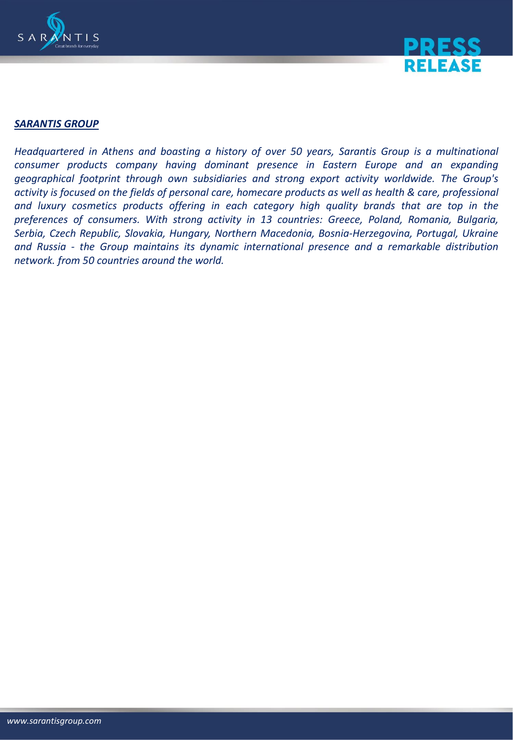***SARANTIS GROUP***

*Headquartered in Athens and boasting a history of over 50 years, Sarantis Group is a multinational consumer products company having dominant presence in Eastern Europe and an expanding geographical footprint through own subsidiaries and strong export activity worldwide. The Group's activity is focused on the fields of personal care, homecare products as well as health & care, professional and luxury cosmetics products offering in each category high quality brands that are top in the preferences of consumers. With strong activity in 13 countries: Greece, Poland, Romania, Bulgaria, Serbia, Czech Republic, Slovakia, Hungary, Northern Macedonia, Bosnia-Herzegovina, Portugal, Ukraine and Russia - the Group maintains its dynamic international presence and a remarkable distribution network. from 50 countries around the world.*